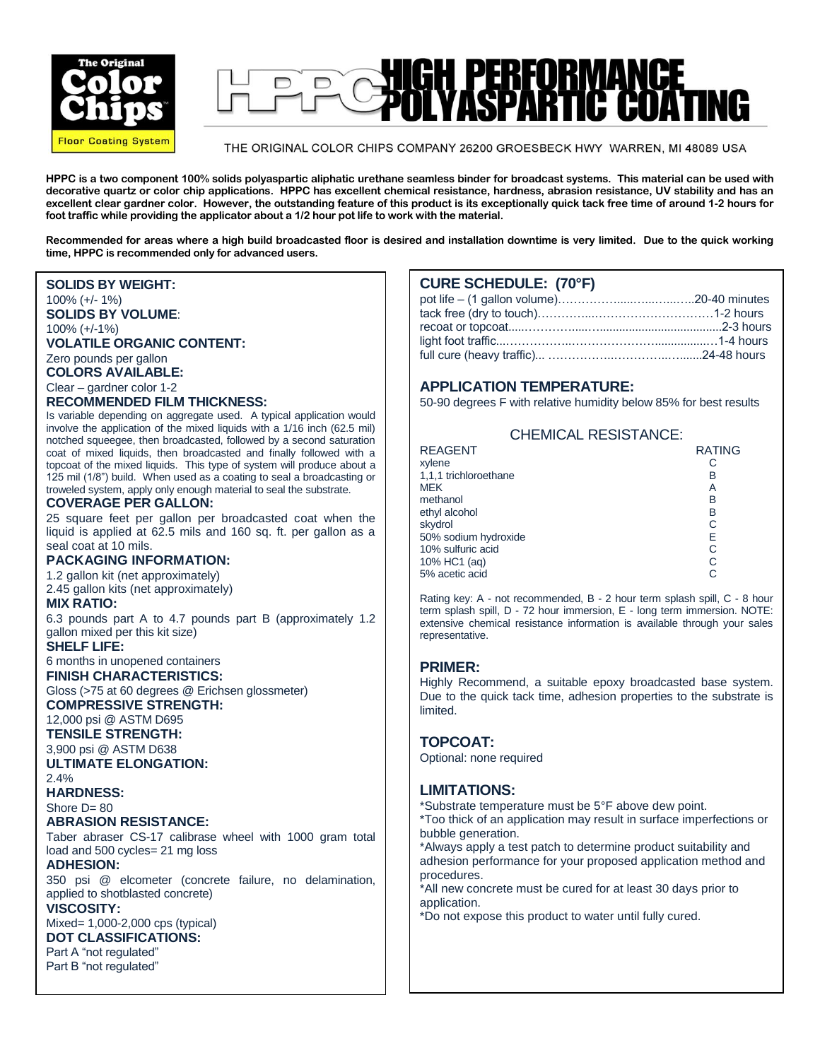# HIGH PERFORMANCE POLYASPARTIC COATING

THE ORIGINAL COLOR CHIPS COMPANY 26200 GROESBECK HWY WARREN, MI 48089 USA

**HPPC is a two component 100% solids polyaspartic aliphatic urethane seamless binder for broadcast systems. This material can be used with decorative quartz or color chip applications. HPPC has excellent chemical resistance, hardness, abrasion resistance, UV stability and has an excellent clear gardner color. However, the outstanding feature of this product is its exceptionally quick tack free time of around 1-2 hours for foot traffic while providing the applicator about a 1/2 hour pot life to work with the material.**

**Recommended for areas where a high build broadcasted floor is desired and installation downtime is very limited. Due to the quick working time, HPPC is recommended only for advanced users.**

### SOLIDS BY WEIGHT:
100% (+/- 1%)

### SOLIDS BY VOLUME:
100% (+/-1%)

### VOLATILE ORGANIC CONTENT:
Zero pounds per gallon

### COLORS AVAILABLE:
Clear – gardner color 1-2

### RECOMMENDED FILM THICKNESS:
Is variable depending on aggregate used. A typical application would involve the application of the mixed liquids with a 1/16 inch (62.5 mil) notched squeegee, then broadcasted, followed by a second saturation coat of mixed liquids, then broadcasted and finally followed with a topcoat of the mixed liquids. This type of system will produce about a 125 mil (1/8") build. When used as a coating to seal a broadcasting or troweled system, apply only enough material to seal the substrate.

### COVERAGE PER GALLON:
25 square feet per gallon per broadcasted coat when the liquid is applied at 62.5 mils and 160 sq. ft. per gallon as a seal coat at 10 mils.

### PACKAGING INFORMATION:
1.2 gallon kit (net approximately)
2.45 gallon kits (net approximately)

### MIX RATIO:
6.3 pounds part A to 4.7 pounds part B (approximately 1.2 gallon mixed per this kit size)

### SHELF LIFE:
6 months in unopened containers

### FINISH CHARACTERISTICS:
Gloss (>75 at 60 degrees @ Erichsen glossmeter)

### COMPRESSIVE STRENGTH:
12,000 psi @ ASTM D695

### TENSILE STRENGTH:
3,900 psi @ ASTM D638

### ULTIMATE ELONGATION:
2.4%

### HARDNESS:
Shore D= 80

### ABRASION RESISTANCE:
Taber abraser CS-17 calibrase wheel with 1000 gram total load and 500 cycles= 21 mg loss

### ADHESION:
350 psi @ elcometer (concrete failure, no delamination, applied to shotblasted concrete)

### VISCOSITY:
Mixed= 1,000-2,000 cps (typical)

### DOT CLASSIFICATIONS:
Part A "not regulated"
Part B "not regulated"

### CURE SCHEDULE: (70°F)

| | |
|---|---|
| pot life – (1 gallon volume) | 20-40 minutes |
| tack free (dry to touch) | 1-2 hours |
| recoat or topcoat | 2-3 hours |
| light foot traffic | 1-4 hours |
| full cure (heavy traffic) | 24-48 hours |

### APPLICATION TEMPERATURE:
50-90 degrees F with relative humidity below 85% for best results

### CHEMICAL RESISTANCE:

| REAGENT | RATING |
|---|---|
| xylene | C |
| 1,1,1 trichloroethane | B |
| MEK | A |
| methanol | B |
| ethyl alcohol | B |
| skydrol | C |
| 50% sodium hydroxide | E |
| 10% sulfuric acid | C |
| 10% HC1 (aq) | C |
| 5% acetic acid | C |

Rating key: A - not recommended, B - 2 hour term splash spill, C - 8 hour term splash spill, D - 72 hour immersion, E - long term immersion. NOTE: extensive chemical resistance information is available through your sales representative.

### PRIMER:
Highly Recommend, a suitable epoxy broadcasted base system. Due to the quick tack time, adhesion properties to the substrate is limited.

### TOPCOAT:
Optional: none required

### LIMITATIONS:
*Substrate temperature must be 5°F above dew point.
*Too thick of an application may result in surface imperfections or bubble generation.
*Always apply a test patch to determine product suitability and adhesion performance for your proposed application method and procedures.
*All new concrete must be cured for at least 30 days prior to application.
*Do not expose this product to water until fully cured.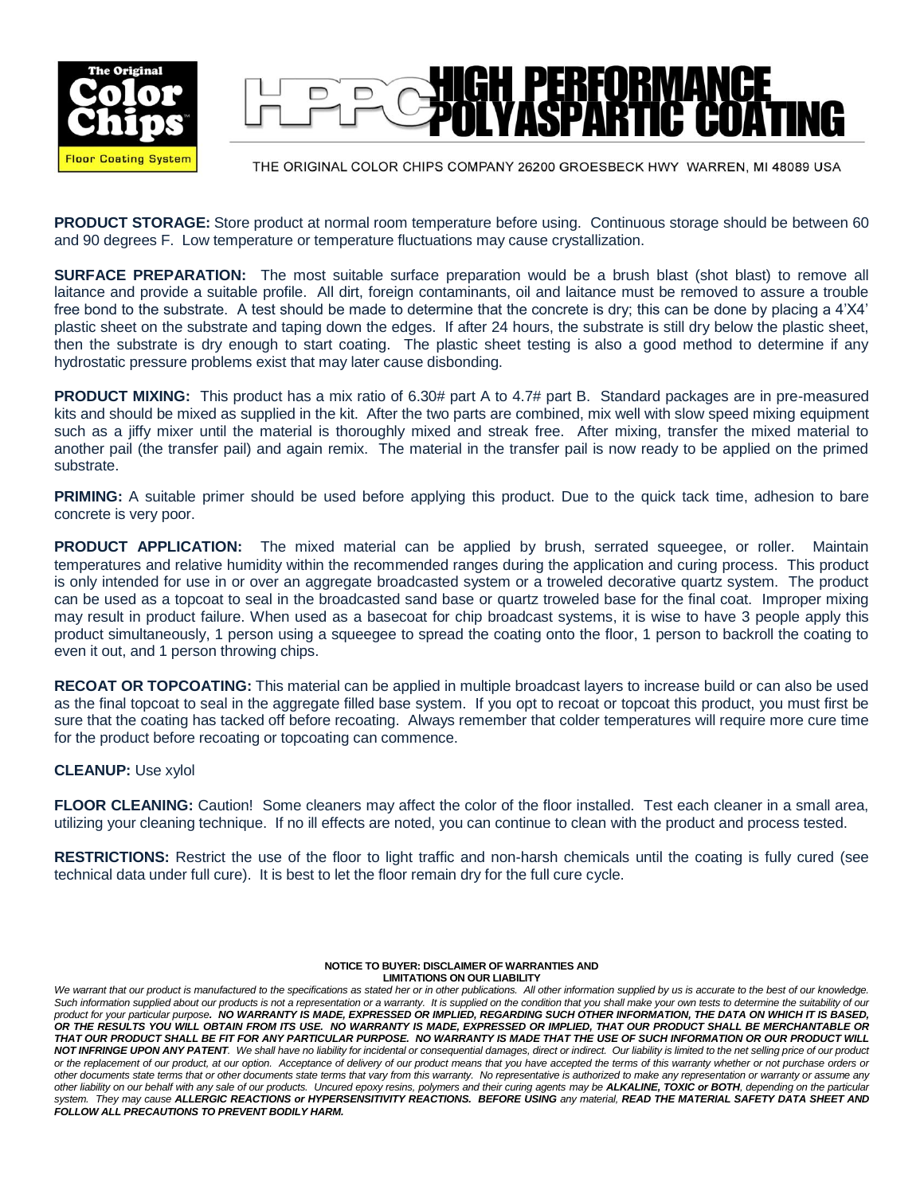# HPPC HIGH PERFORMANCE POLYASPARTIC COATING

THE ORIGINAL COLOR CHIPS COMPANY 26200 GROESBECK HWY WARREN, MI 48089 USA

**PRODUCT STORAGE:** Store product at normal room temperature before using. Continuous storage should be between 60 and 90 degrees F. Low temperature or temperature fluctuations may cause crystallization.

**SURFACE PREPARATION:** The most suitable surface preparation would be a brush blast (shot blast) to remove all laitance and provide a suitable profile. All dirt, foreign contaminants, oil and laitance must be removed to assure a trouble free bond to the substrate. A test should be made to determine that the concrete is dry; this can be done by placing a 4'X4' plastic sheet on the substrate and taping down the edges. If after 24 hours, the substrate is still dry below the plastic sheet, then the substrate is dry enough to start coating. The plastic sheet testing is also a good method to determine if any hydrostatic pressure problems exist that may later cause disbonding.

**PRODUCT MIXING:** This product has a mix ratio of 6.30# part A to 4.7# part B. Standard packages are in pre-measured kits and should be mixed as supplied in the kit. After the two parts are combined, mix well with slow speed mixing equipment such as a jiffy mixer until the material is thoroughly mixed and streak free. After mixing, transfer the mixed material to another pail (the transfer pail) and again remix. The material in the transfer pail is now ready to be applied on the primed substrate.

**PRIMING:** A suitable primer should be used before applying this product. Due to the quick tack time, adhesion to bare concrete is very poor.

**PRODUCT APPLICATION:** The mixed material can be applied by brush, serrated squeegee, or roller. Maintain temperatures and relative humidity within the recommended ranges during the application and curing process. This product is only intended for use in or over an aggregate broadcasted system or a troweled decorative quartz system. The product can be used as a topcoat to seal in the broadcasted sand base or quartz troweled base for the final coat. Improper mixing may result in product failure. When used as a basecoat for chip broadcast systems, it is wise to have 3 people apply this product simultaneously, 1 person using a squeegee to spread the coating onto the floor, 1 person to backroll the coating to even it out, and 1 person throwing chips.

**RECOAT OR TOPCOATING:** This material can be applied in multiple broadcast layers to increase build or can also be used as the final topcoat to seal in the aggregate filled base system. If you opt to recoat or topcoat this product, you must first be sure that the coating has tacked off before recoating. Always remember that colder temperatures will require more cure time for the product before recoating or topcoating can commence.

**CLEANUP:** Use xylol

**FLOOR CLEANING:** Caution! Some cleaners may affect the color of the floor installed. Test each cleaner in a small area, utilizing your cleaning technique. If no ill effects are noted, you can continue to clean with the product and process tested.

**RESTRICTIONS:** Restrict the use of the floor to light traffic and non-harsh chemicals until the coating is fully cured (see technical data under full cure). It is best to let the floor remain dry for the full cure cycle.

**NOTICE TO BUYER: DISCLAIMER OF WARRANTIES AND LIMITATIONS ON OUR LIABILITY**

*We warrant that our product is manufactured to the specifications as stated her or in other publications. All other information supplied by us is accurate to the best of our knowledge. Such information supplied about our products is not a representation or a warranty. It is supplied on the condition that you shall make your own tests to determine the suitability of our product for your particular purpose. **NO WARRANTY IS MADE, EXPRESSED OR IMPLIED, REGARDING SUCH OTHER INFORMATION, THE DATA ON WHICH IT IS BASED, OR THE RESULTS YOU WILL OBTAIN FROM ITS USE. NO WARRANTY IS MADE, EXPRESSED OR IMPLIED, THAT OUR PRODUCT SHALL BE MERCHANTABLE OR THAT OUR PRODUCT SHALL BE FIT FOR ANY PARTICULAR PURPOSE. NO WARRANTY IS MADE THAT THE USE OF SUCH INFORMATION OR OUR PRODUCT WILL NOT INFRINGE UPON ANY PATENT**. We shall have no liability for incidental or consequential damages, direct or indirect. Our liability is limited to the net selling price of our product or the replacement of our product, at our option. Acceptance of delivery of our product means that you have accepted the terms of this warranty whether or not purchase orders or other documents state terms that or other documents state terms that vary from this warranty. No representative is authorized to make any representation or warranty or assume any other liability on our behalf with any sale of our products. Uncured epoxy resins, polymers and their curing agents may be **ALKALINE, TOXIC or BOTH**, depending on the particular system. They may cause **ALLERGIC REACTIONS or HYPERSENSITIVITY REACTIONS. BEFORE USING** any material, **READ THE MATERIAL SAFETY DATA SHEET AND FOLLOW ALL PRECAUTIONS TO PREVENT BODILY HARM.***